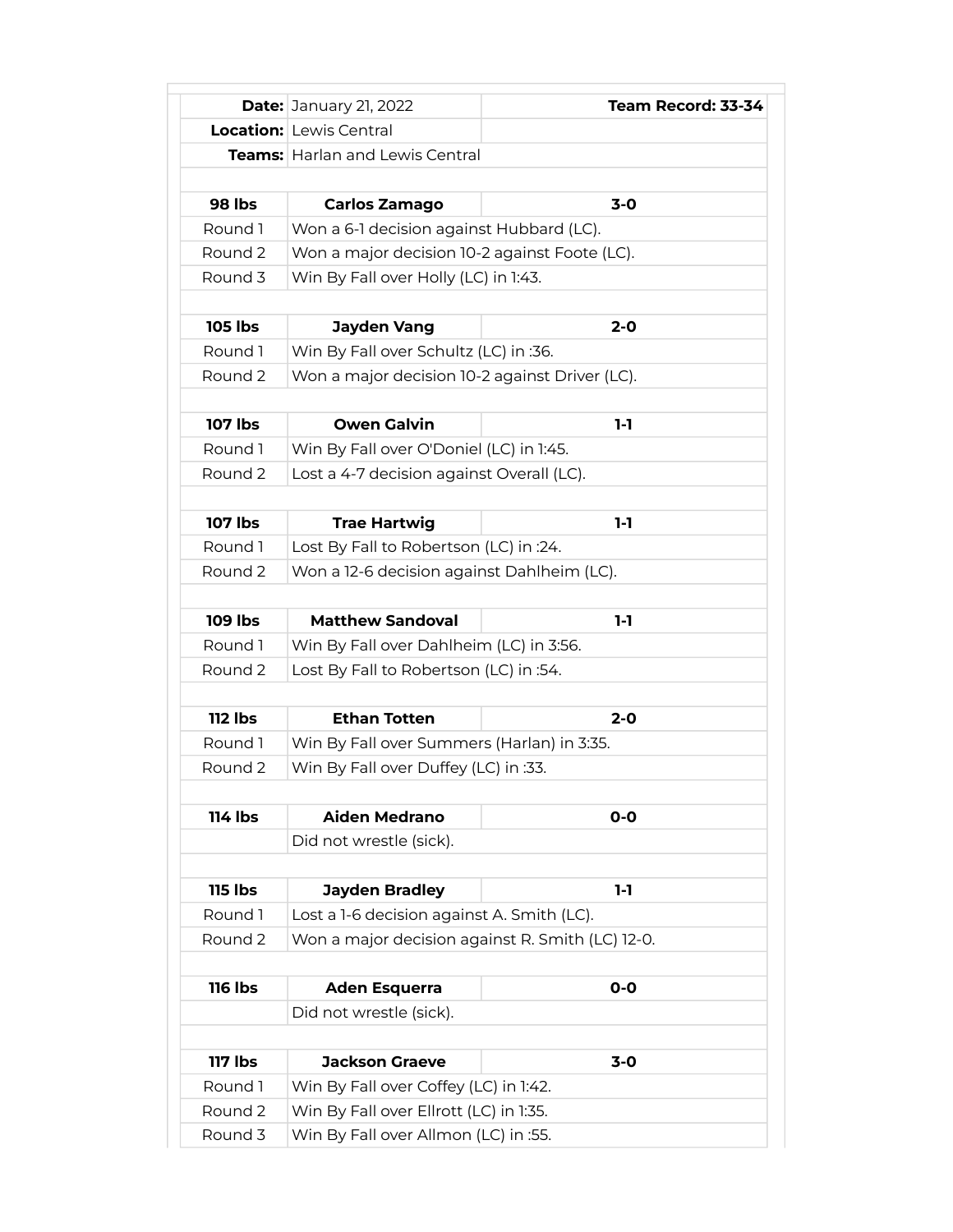| | | |
|---|---|---|
| **Date:** | January 21, 2022 | **Team Record: 33-34** |
| **Location:** | Lewis Central | |
| **Teams:** | Harlan and Lewis Central | |
| | | |
| **98 lbs** | **Carlos Zamago** | **3-0** |
| Round 1 | Won a 6-1 decision against Hubbard (LC). | |
| Round 2 | Won a major decision 10-2 against Foote (LC). | |
| Round 3 | Win By Fall over Holly (LC) in 1:43. | |
| | | |
| **105 lbs** | **Jayden Vang** | **2-0** |
| Round 1 | Win By Fall over Schultz (LC) in :36. | |
| Round 2 | Won a major decision 10-2 against Driver (LC). | |
| | | |
| **107 lbs** | **Owen Galvin** | **1-1** |
| Round 1 | Win By Fall over O'Doniel (LC) in 1:45. | |
| Round 2 | Lost a 4-7 decision against Overall (LC). | |
| | | |
| **107 lbs** | **Trae Hartwig** | **1-1** |
| Round 1 | Lost By Fall to Robertson (LC) in :24. | |
| Round 2 | Won a 12-6 decision against Dahlheim (LC). | |
| | | |
| **109 lbs** | **Matthew Sandoval** | **1-1** |
| Round 1 | Win By Fall over Dahlheim (LC) in 3:56. | |
| Round 2 | Lost By Fall to Robertson (LC) in :54. | |
| | | |
| **112 lbs** | **Ethan Totten** | **2-0** |
| Round 1 | Win By Fall over Summers (Harlan) in 3:35. | |
| Round 2 | Win By Fall over Duffey (LC) in :33. | |
| | | |
| **114 lbs** | **Aiden Medrano** | **0-0** |
| | Did not wrestle (sick). | |
| | | |
| **115 lbs** | **Jayden Bradley** | **1-1** |
| Round 1 | Lost a 1-6 decision against A. Smith (LC). | |
| Round 2 | Won a major decision against R. Smith (LC) 12-0. | |
| | | |
| **116 lbs** | **Aden Esquerra** | **0-0** |
| | Did not wrestle (sick). | |
| | | |
| **117 lbs** | **Jackson Graeve** | **3-0** |
| Round 1 | Win By Fall over Coffey (LC) in 1:42. | |
| Round 2 | Win By Fall over Ellrott (LC) in 1:35. | |
| Round 3 | Win By Fall over Allmon (LC) in :55. | |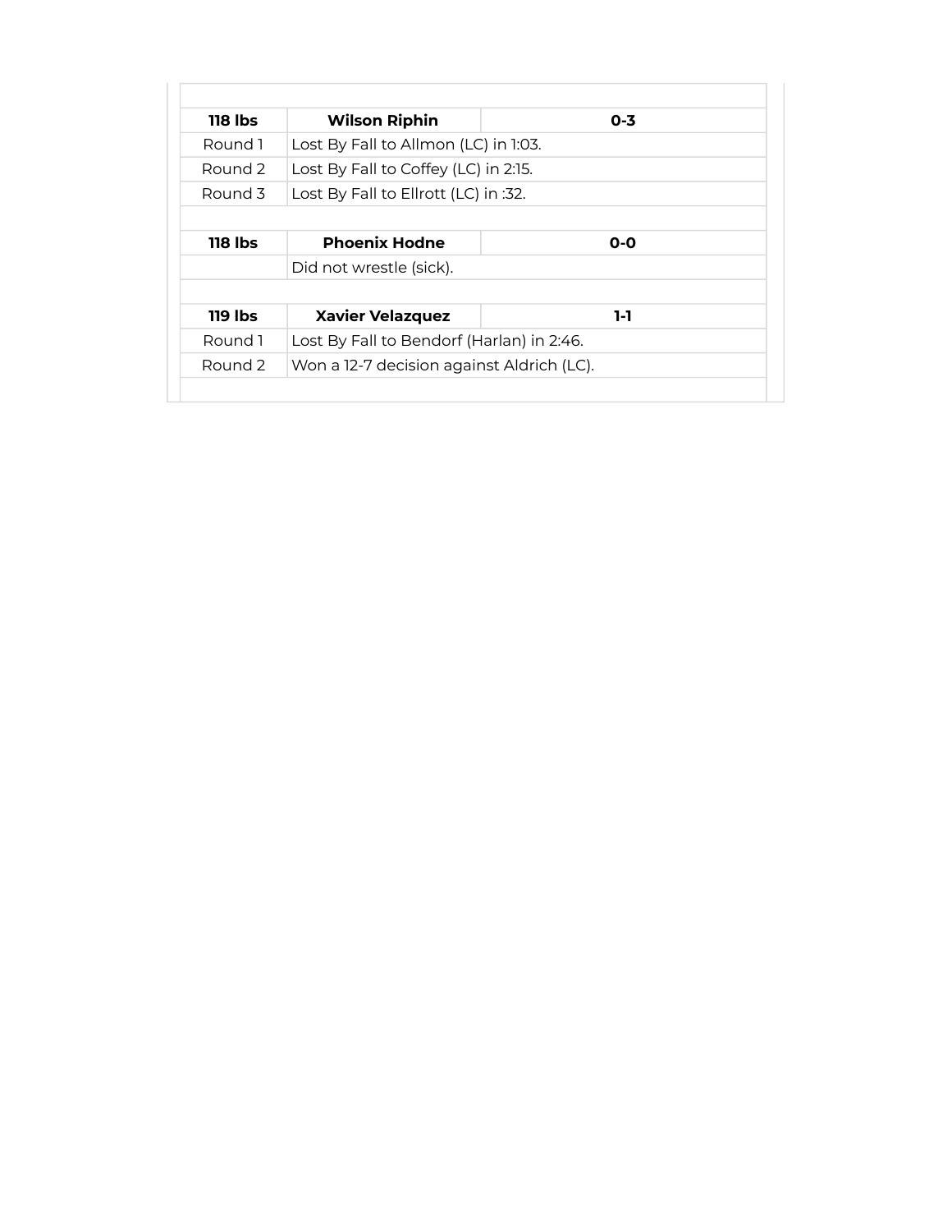| | | |
|---|---|---|
| **118 lbs** | **Wilson Riphin** | **0-3** |
| Round 1 | Lost By Fall to Allmon (LC) in 1:03. | |
| Round 2 | Lost By Fall to Coffey (LC) in 2:15. | |
| Round 3 | Lost By Fall to Ellrott (LC) in :32. | |
| | | |
| **118 lbs** | **Phoenix Hodne** | **0-0** |
| | Did not wrestle (sick). | |
| | | |
| **119 lbs** | **Xavier Velazquez** | **1-1** |
| Round 1 | Lost By Fall to Bendorf (Harlan) in 2:46. | |
| Round 2 | Won a 12-7 decision against Aldrich (LC). | |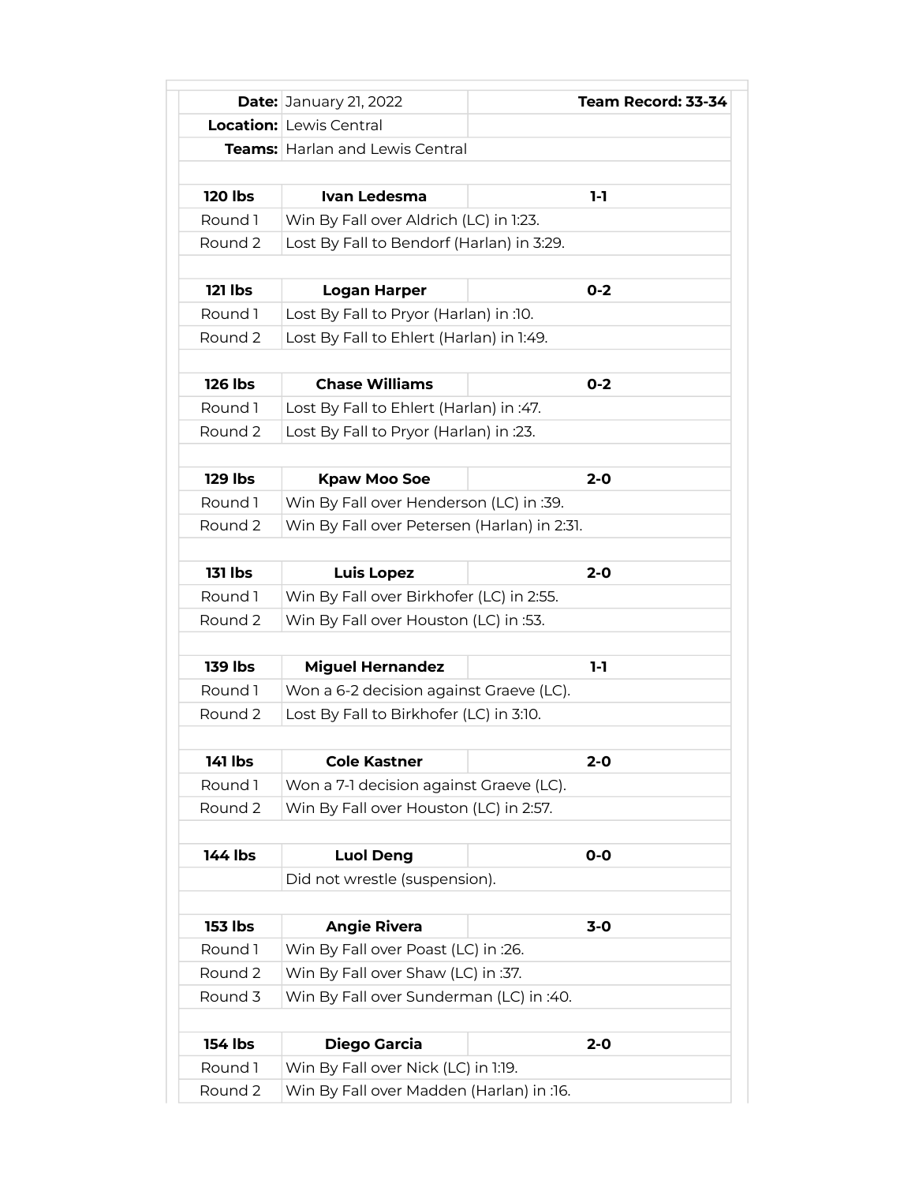| | | |
|---|---|---|
| **Date:** | January 21, 2022 | **Team Record: 33-34** |
| **Location:** | Lewis Central | |
| **Teams:** | Harlan and Lewis Central | |
| | | |
| **120 lbs** | **Ivan Ledesma** | **1-1** |
| Round 1 | Win By Fall over Aldrich (LC) in 1:23. | |
| Round 2 | Lost By Fall to Bendorf (Harlan) in 3:29. | |
| | | |
| **121 lbs** | **Logan Harper** | **0-2** |
| Round 1 | Lost By Fall to Pryor (Harlan) in :10. | |
| Round 2 | Lost By Fall to Ehlert (Harlan) in 1:49. | |
| | | |
| **126 lbs** | **Chase Williams** | **0-2** |
| Round 1 | Lost By Fall to Ehlert (Harlan) in :47. | |
| Round 2 | Lost By Fall to Pryor (Harlan) in :23. | |
| | | |
| **129 lbs** | **Kpaw Moo Soe** | **2-0** |
| Round 1 | Win By Fall over Henderson (LC) in :39. | |
| Round 2 | Win By Fall over Petersen (Harlan) in 2:31. | |
| | | |
| **131 lbs** | **Luis Lopez** | **2-0** |
| Round 1 | Win By Fall over Birkhofer (LC) in 2:55. | |
| Round 2 | Win By Fall over Houston (LC) in :53. | |
| | | |
| **139 lbs** | **Miguel Hernandez** | **1-1** |
| Round 1 | Won a 6-2 decision against Graeve (LC). | |
| Round 2 | Lost By Fall to Birkhofer (LC) in 3:10. | |
| | | |
| **141 lbs** | **Cole Kastner** | **2-0** |
| Round 1 | Won a 7-1 decision against Graeve (LC). | |
| Round 2 | Win By Fall over Houston (LC) in 2:57. | |
| | | |
| **144 lbs** | **Luol Deng** | **0-0** |
| | Did not wrestle (suspension). | |
| | | |
| **153 lbs** | **Angie Rivera** | **3-0** |
| Round 1 | Win By Fall over Poast (LC) in :26. | |
| Round 2 | Win By Fall over Shaw (LC) in :37. | |
| Round 3 | Win By Fall over Sunderman (LC) in :40. | |
| | | |
| **154 lbs** | **Diego Garcia** | **2-0** |
| Round 1 | Win By Fall over Nick (LC) in 1:19. | |
| Round 2 | Win By Fall over Madden (Harlan) in :16. | |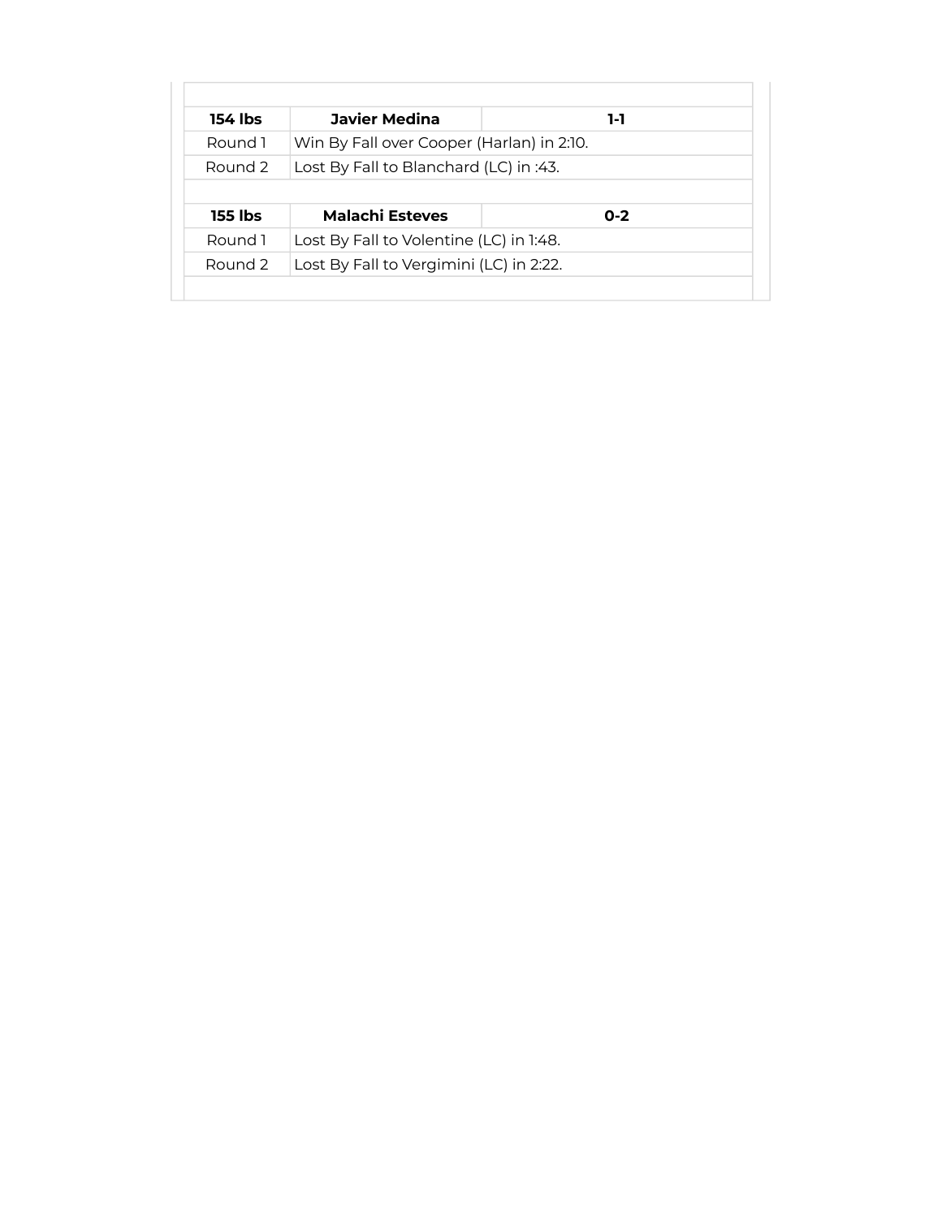| 154 lbs | Javier Medina | 1-1 |
|---|---|---|
| Round 1 | Win By Fall over Cooper (Harlan) in 2:10. | |
| Round 2 | Lost By Fall to Blanchard (LC) in :43. | |
| | | |
| **155 lbs** | **Malachi Esteves** | **0-2** |
| Round 1 | Lost By Fall to Volentine (LC) in 1:48. | |
| Round 2 | Lost By Fall to Vergimini (LC) in 2:22. | |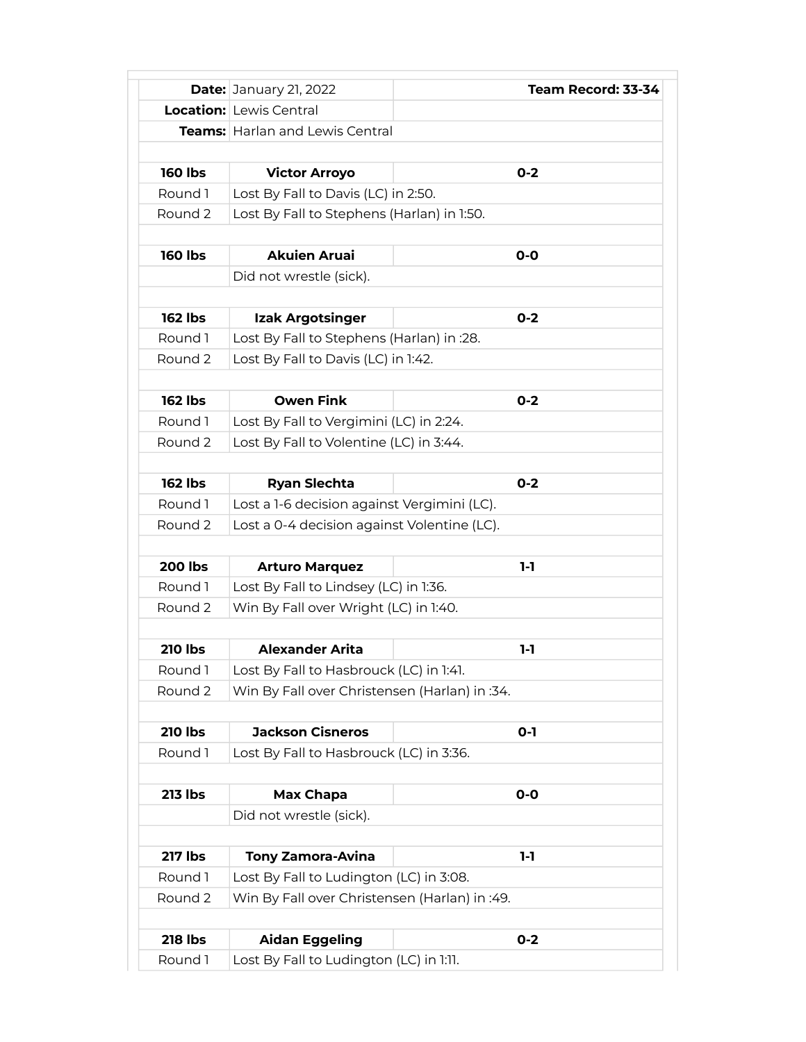| | | |
|---|---|---|
| **Date:** | January 21, 2022 | **Team Record: 33-34** |
| **Location:** | Lewis Central | |
| **Teams:** | Harlan and Lewis Central | |
| | | |
| **160 lbs** | **Victor Arroyo** | **0-2** |
| Round 1 | Lost By Fall to Davis (LC) in 2:50. | |
| Round 2 | Lost By Fall to Stephens (Harlan) in 1:50. | |
| | | |
| **160 lbs** | **Akuien Aruai** | **0-0** |
| | Did not wrestle (sick). | |
| | | |
| **162 lbs** | **Izak Argotsinger** | **0-2** |
| Round 1 | Lost By Fall to Stephens (Harlan) in :28. | |
| Round 2 | Lost By Fall to Davis (LC) in 1:42. | |
| | | |
| **162 lbs** | **Owen Fink** | **0-2** |
| Round 1 | Lost By Fall to Vergimini (LC) in 2:24. | |
| Round 2 | Lost By Fall to Volentine (LC) in 3:44. | |
| | | |
| **162 lbs** | **Ryan Slechta** | **0-2** |
| Round 1 | Lost a 1-6 decision against Vergimini (LC). | |
| Round 2 | Lost a 0-4 decision against Volentine (LC). | |
| | | |
| **200 lbs** | **Arturo Marquez** | **1-1** |
| Round 1 | Lost By Fall to Lindsey (LC) in 1:36. | |
| Round 2 | Win By Fall over Wright (LC) in 1:40. | |
| | | |
| **210 lbs** | **Alexander Arita** | **1-1** |
| Round 1 | Lost By Fall to Hasbrouck (LC) in 1:41. | |
| Round 2 | Win By Fall over Christensen (Harlan) in :34. | |
| | | |
| **210 lbs** | **Jackson Cisneros** | **0-1** |
| Round 1 | Lost By Fall to Hasbrouck (LC) in 3:36. | |
| | | |
| **213 lbs** | **Max Chapa** | **0-0** |
| | Did not wrestle (sick). | |
| | | |
| **217 lbs** | **Tony Zamora-Avina** | **1-1** |
| Round 1 | Lost By Fall to Ludington (LC) in 3:08. | |
| Round 2 | Win By Fall over Christensen (Harlan) in :49. | |
| | | |
| **218 lbs** | **Aidan Eggeling** | **0-2** |
| Round 1 | Lost By Fall to Ludington (LC) in 1:11. | |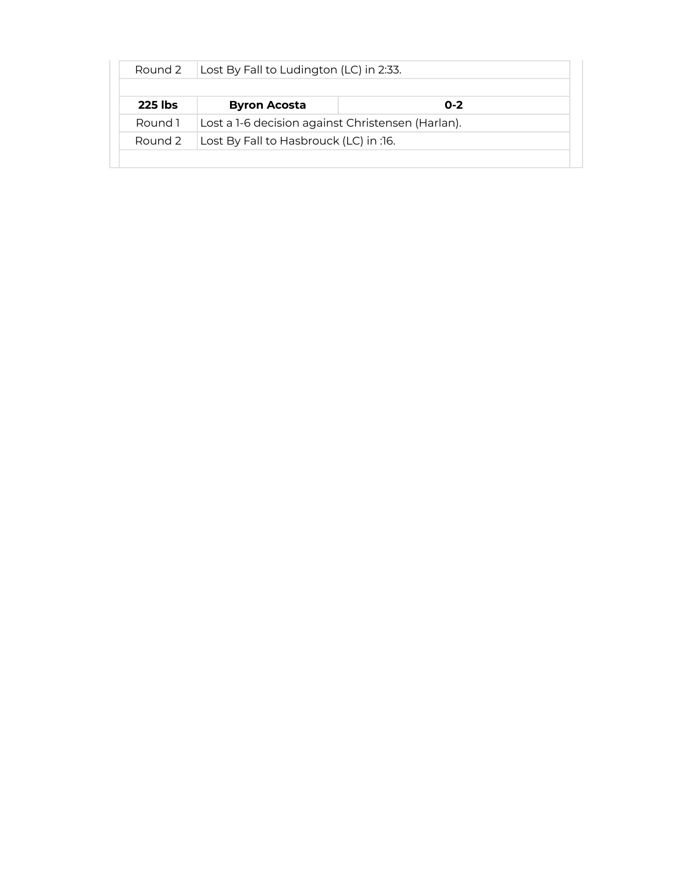| | | |
|---|---|---|
| Round 2 | Lost By Fall to Ludington (LC) in 2:33. | |
| | | |
| **225 lbs** | **Byron Acosta** | **0-2** |
| Round 1 | Lost a 1-6 decision against Christensen (Harlan). | |
| Round 2 | Lost By Fall to Hasbrouck (LC) in :16. | |
| | | |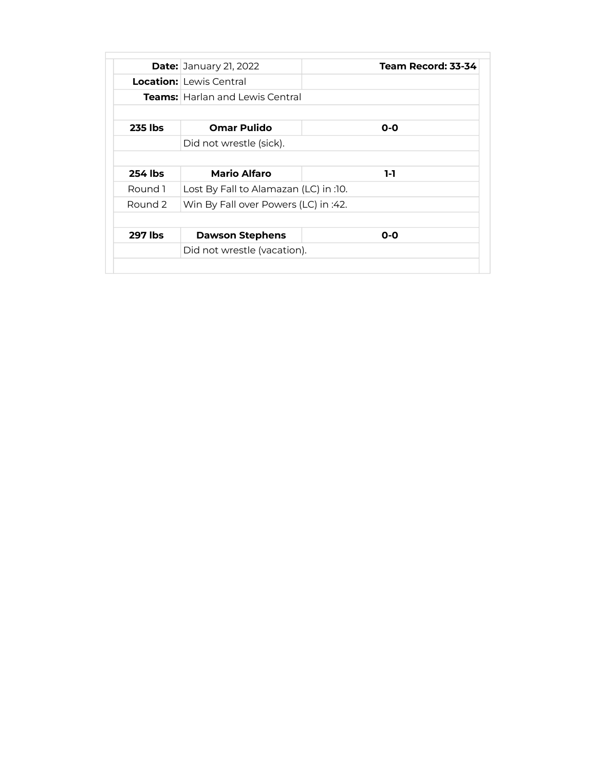| | | |
|---|---|---|
| **Date:** | January 21, 2022 | **Team Record: 33-34** |
| **Location:** | Lewis Central | |
| **Teams:** | Harlan and Lewis Central | |
| | | |
| **235 lbs** | **Omar Pulido** | **0-0** |
| | Did not wrestle (sick). | |
| | | |
| **254 lbs** | **Mario Alfaro** | **1-1** |
| Round 1 | Lost By Fall to Alamazan (LC) in :10. | |
| Round 2 | Win By Fall over Powers (LC) in :42. | |
| | | |
| **297 lbs** | **Dawson Stephens** | **0-0** |
| | Did not wrestle (vacation). | |